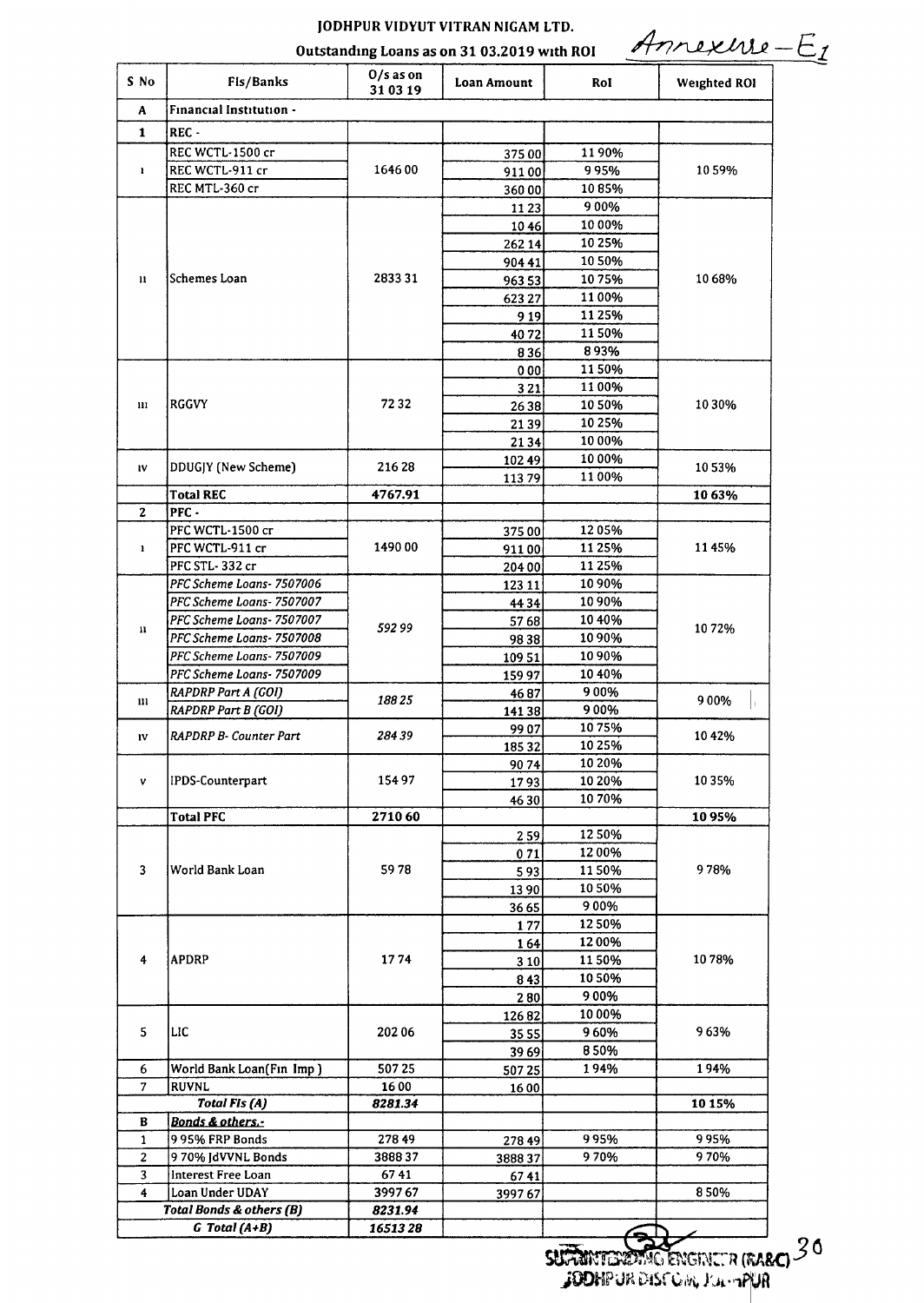# JODHPUR VIDYUT VITRAN NIGAM LTD.

## Outstanding Loans as on 31.03.2019 with ROI

Annexure – E1

| S No | FIs/Banks | O/s as on 31.03.19 | Loan Amount | RoI | Weighted ROI |
|---|---|---|---|---|---|
| A | Financial Institution - | | | | |
| 1 | REC - | | | | |
| i | REC WCTL-1500 cr | 1646.00 | 375.00 | 11.90% | 10.59% |
| | REC WCTL-911 cr | | 911.00 | 9.95% | |
| | REC MTL-360 cr | | 360.00 | 10.85% | |
| ii | Schemes Loan | 2833.31 | 11.23 | 9.00% | 10.68% |
| | | | 10.46 | 10.00% | |
| | | | 262.14 | 10.25% | |
| | | | 904.41 | 10.50% | |
| | | | 963.53 | 10.75% | |
| | | | 623.27 | 11.00% | |
| | | | 9.19 | 11.25% | |
| | | | 40.72 | 11.50% | |
| | | | 8.36 | 8.93% | |
| iii | RGGVY | 72.32 | 0.00 | 11.50% | 10.30% |
| | | | 3.21 | 11.00% | |
| | | | 26.38 | 10.50% | |
| | | | 21.39 | 10.25% | |
| | | | 21.34 | 10.00% | |
| iv | DDUGJY (New Scheme) | 216.28 | 102.49 | 10.00% | 10.53% |
| | | | 113.79 | 11.00% | |
| | **Total REC** | **4767.91** | | | **10.63%** |
| 2 | PFC - | | | | |
| i | PFC WCTL-1500 cr | 1490.00 | 375.00 | 12.05% | 11.45% |
| | PFC WCTL-911 cr | | 911.00 | 11.25% | |
| | PFC STL- 332 cr | | 204.00 | 11.25% | |
| ii | *PFC Scheme Loans- 7507006* | *592.99* | 123.11 | 10.90% | 10.72% |
| | *PFC Scheme Loans- 7507007* | | 44.34 | 10.90% | |
| | *PFC Scheme Loans- 7507007* | | 57.68 | 10.40% | |
| | *PFC Scheme Loans- 7507008* | | 98.38 | 10.90% | |
| | *PFC Scheme Loans- 7507009* | | 109.51 | 10.90% | |
| | *PFC Scheme Loans- 7507009* | | 159.97 | 10.40% | |
| iii | *RAPDRP Part A (GOI)* | *188.25* | 46.87 | 9.00% | 9.00% |
| | *RAPDRP Part B (GOI)* | | 141.38 | 9.00% | |
| iv | *RAPDRP B- Counter Part* | *284.39* | 99.07 | 10.75% | 10.42% |
| | | | 185.32 | 10.25% | |
| v | IPDS-Counterpart | 154.97 | 90.74 | 10.20% | 10.35% |
| | | | 17.93 | 10.20% | |
| | | | 46.30 | 10.70% | |
| | **Total PFC** | **2710.60** | | | **10.95%** |
| 3 | World Bank Loan | 59.78 | 2.59 | 12.50% | 9.78% |
| | | | 0.71 | 12.00% | |
| | | | 5.93 | 11.50% | |
| | | | 13.90 | 10.50% | |
| | | | 36.65 | 9.00% | |
| 4 | APDRP | 17.74 | 1.77 | 12.50% | 10.78% |
| | | | 1.64 | 12.00% | |
| | | | 3.10 | 11.50% | |
| | | | 8.43 | 10.50% | |
| | | | 2.80 | 9.00% | |
| 5 | LIC | 202.06 | 126.82 | 10.00% | 9.63% |
| | | | 35.55 | 9.60% | |
| | | | 39.69 | 8.50% | |
| 6 | World Bank Loan(Fin Imp ) | 507.25 | 507.25 | 1.94% | 1.94% |
| 7 | RUVNL | 16.00 | 16.00 | | |
| | ***Total FIs (A)*** | ***8281.34*** | | | **10.15%** |
| B | ***Bonds & others.-*** | | | | |
| 1 | 9.95% FRP Bonds | 278.49 | 278.49 | 9.95% | 9.95% |
| 2 | 9.70% JdVVNL Bonds | 3888.37 | 3888.37 | 9.70% | 9.70% |
| 3 | Interest Free Loan | 67.41 | 67.41 | | |
| 4 | Loan Under UDAY | 3997.67 | 3997.67 | | 8.50% |
| | ***Total Bonds & others (B)*** | ***8231.94*** | | | |
| | ***G Total (A+B)*** | ***16513.28*** | | | |

SUPERINTENDING ENGINEER (RA&C)
JODHPUR DISCOM, JODHPUR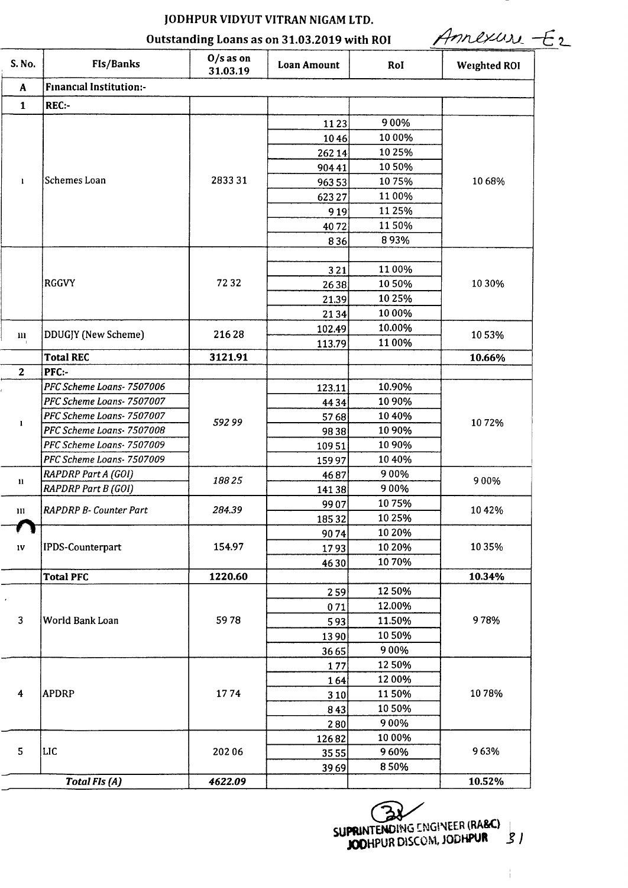# JODHPUR VIDYUT VITRAN NIGAM LTD.

## Outstanding Loans as on 31.03.2019 with ROI

Annexure - E2

| S. No. | FIs/Banks | O/s as on 31.03.19 | Loan Amount | RoI | Weighted ROI |
|---|---|---|---|---|---|
| A | Financial Institution:- | | | | |
| 1 | REC:- | | | | |
| i | Schemes Loan | 2833 31 | 11 23 | 9 00% | 10 68% |
| | | | 10 46 | 10 00% | |
| | | | 262 14 | 10 25% | |
| | | | 904 41 | 10 50% | |
| | | | 963 53 | 10 75% | |
| | | | 623 27 | 11 00% | |
| | | | 9 19 | 11 25% | |
| | | | 40 72 | 11 50% | |
| | | | 8 36 | 8 93% | |
| | RGGVY | 72 32 | 3 21 | 11 00% | 10 30% |
| | | | 26 38 | 10 50% | |
| | | | 21.39 | 10 25% | |
| | | | 21 34 | 10 00% | |
| iii | DDUGJY (New Scheme) | 216 28 | 102.49 | 10.00% | 10 53% |
| | | | 113.79 | 11 00% | |
| | **Total REC** | **3121.91** | | | **10.66%** |
| 2 | PFC:- | | | | |
| i | *PFC Scheme Loans- 7507006* | *592 99* | 123.11 | 10.90% | 10 72% |
| | *PFC Scheme Loans- 7507007* | | 44 34 | 10 90% | |
| | *PFC Scheme Loans- 7507007* | | 57 68 | 10 40% | |
| | *PFC Scheme Loans- 7507008* | | 98 38 | 10 90% | |
| | *PFC Scheme Loans- 7507009* | | 109 51 | 10 90% | |
| | *PFC Scheme Loans- 7507009* | | 159 97 | 10 40% | |
| ii | *RAPDRP Part A (GOI)* | *188 25* | 46 87 | 9 00% | 9 00% |
| | *RAPDRP Part B (GOI)* | | 141 38 | 9 00% | |
| iii | *RAPDRP B- Counter Part* | *284.39* | 99 07 | 10 75% | 10 42% |
| | | | 185 32 | 10 25% | |
| iv | IPDS-Counterpart | 154.97 | 90 74 | 10 20% | 10 35% |
| | | | 17 93 | 10 20% | |
| | | | 46 30 | 10 70% | |
| | **Total PFC** | **1220.60** | | | **10.34%** |
| 3 | World Bank Loan | 59 78 | 2 59 | 12 50% | 9 78% |
| | | | 0 71 | 12.00% | |
| | | | 5 93 | 11.50% | |
| | | | 13 90 | 10 50% | |
| | | | 36 65 | 9 00% | |
| 4 | APDRP | 17 74 | 1 77 | 12 50% | 10 78% |
| | | | 1 64 | 12 00% | |
| | | | 3 10 | 11 50% | |
| | | | 8 43 | 10 50% | |
| | | | 2 80 | 9 00% | |
| 5 | LIC | 202 06 | 126 82 | 10 00% | 9 63% |
| | | | 35 55 | 9 60% | |
| | | | 39 69 | 8 50% | |
| | ***Total FIs (A)*** | ***4622.09*** | | | **10.52%** |

SUPRINTENDING ENGINEER (RA&C)
JODHPUR DISCOM, JODHPUR